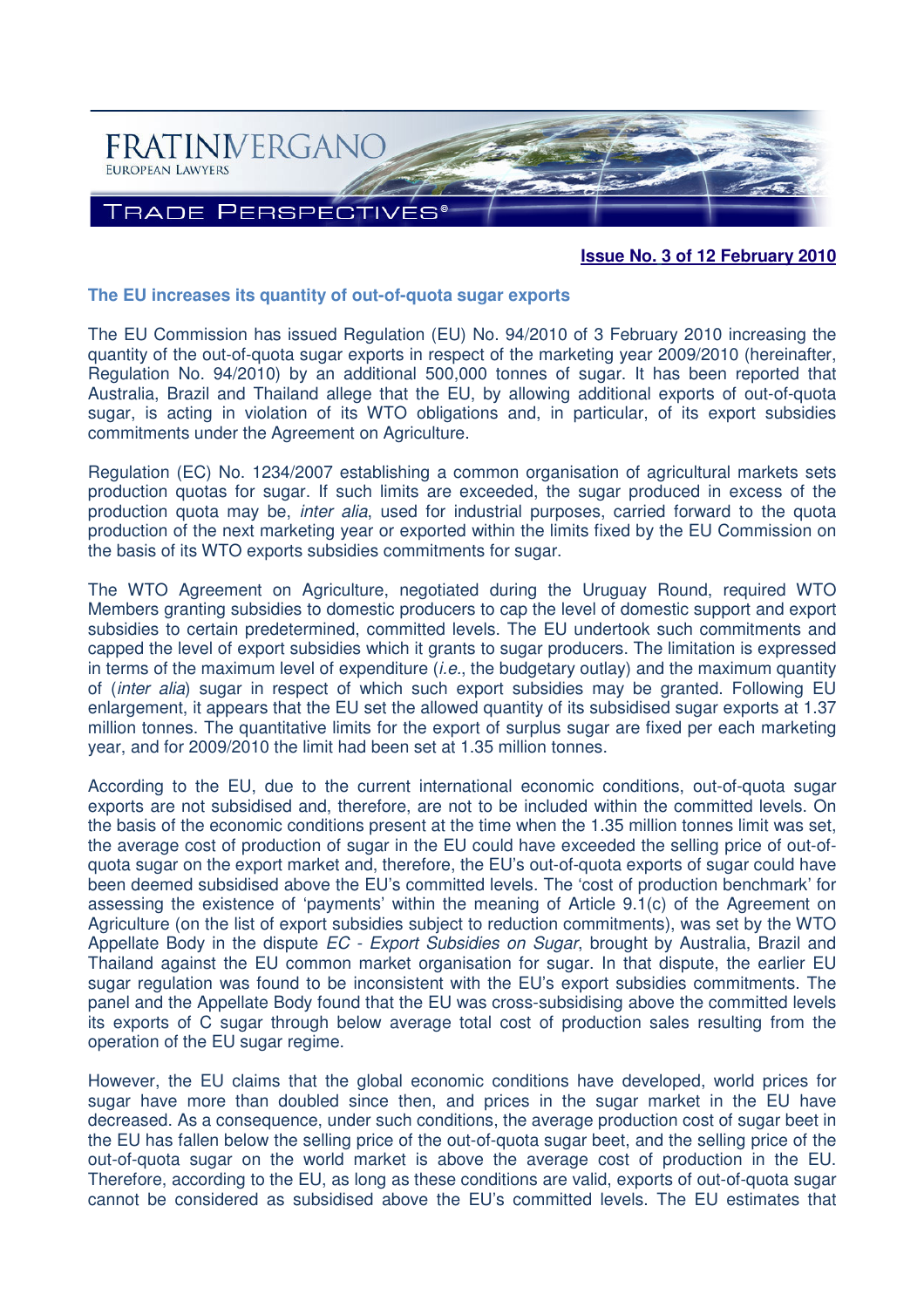**Issue No. 3 of 12 February 2010**

## The EU increases its quantity of out-of-quota sugar exports

The EU Commission has issued Regulation (EU) No. 94/2010 of 3 February 2010 increasing the quantity of the out-of-quota sugar exports in respect of the marketing year 2009/2010 (hereinafter, Regulation No. 94/2010) by an additional 500,000 tonnes of sugar. It has been reported that Australia, Brazil and Thailand allege that the EU, by allowing additional exports of out-of-quota sugar, is acting in violation of its WTO obligations and, in particular, of its export subsidies commitments under the Agreement on Agriculture.

Regulation (EC) No. 1234/2007 establishing a common organisation of agricultural markets sets production quotas for sugar. If such limits are exceeded, the sugar produced in excess of the production quota may be, *inter alia*, used for industrial purposes, carried forward to the quota production of the next marketing year or exported within the limits fixed by the EU Commission on the basis of its WTO exports subsidies commitments for sugar.

The WTO Agreement on Agriculture, negotiated during the Uruguay Round, required WTO Members granting subsidies to domestic producers to cap the level of domestic support and export subsidies to certain predetermined, committed levels. The EU undertook such commitments and capped the level of export subsidies which it grants to sugar producers. The limitation is expressed in terms of the maximum level of expenditure (*i.e.*, the budgetary outlay) and the maximum quantity of (*inter alia*) sugar in respect of which such export subsidies may be granted. Following EU enlargement, it appears that the EU set the allowed quantity of its subsidised sugar exports at 1.37 million tonnes. The quantitative limits for the export of surplus sugar are fixed per each marketing year, and for 2009/2010 the limit had been set at 1.35 million tonnes.

According to the EU, due to the current international economic conditions, out-of-quota sugar exports are not subsidised and, therefore, are not to be included within the committed levels. On the basis of the economic conditions present at the time when the 1.35 million tonnes limit was set, the average cost of production of sugar in the EU could have exceeded the selling price of out-of-quota sugar on the export market and, therefore, the EU's out-of-quota exports of sugar could have been deemed subsidised above the EU's committed levels. The 'cost of production benchmark' for assessing the existence of 'payments' within the meaning of Article 9.1(c) of the Agreement on Agriculture (on the list of export subsidies subject to reduction commitments), was set by the WTO Appellate Body in the dispute *EC - Export Subsidies on Sugar*, brought by Australia, Brazil and Thailand against the EU common market organisation for sugar. In that dispute, the earlier EU sugar regulation was found to be inconsistent with the EU's export subsidies commitments. The panel and the Appellate Body found that the EU was cross-subsidising above the committed levels its exports of C sugar through below average total cost of production sales resulting from the operation of the EU sugar regime.

However, the EU claims that the global economic conditions have developed, world prices for sugar have more than doubled since then, and prices in the sugar market in the EU have decreased. As a consequence, under such conditions, the average production cost of sugar beet in the EU has fallen below the selling price of the out-of-quota sugar beet, and the selling price of the out-of-quota sugar on the world market is above the average cost of production in the EU. Therefore, according to the EU, as long as these conditions are valid, exports of out-of-quota sugar cannot be considered as subsidised above the EU's committed levels. The EU estimates that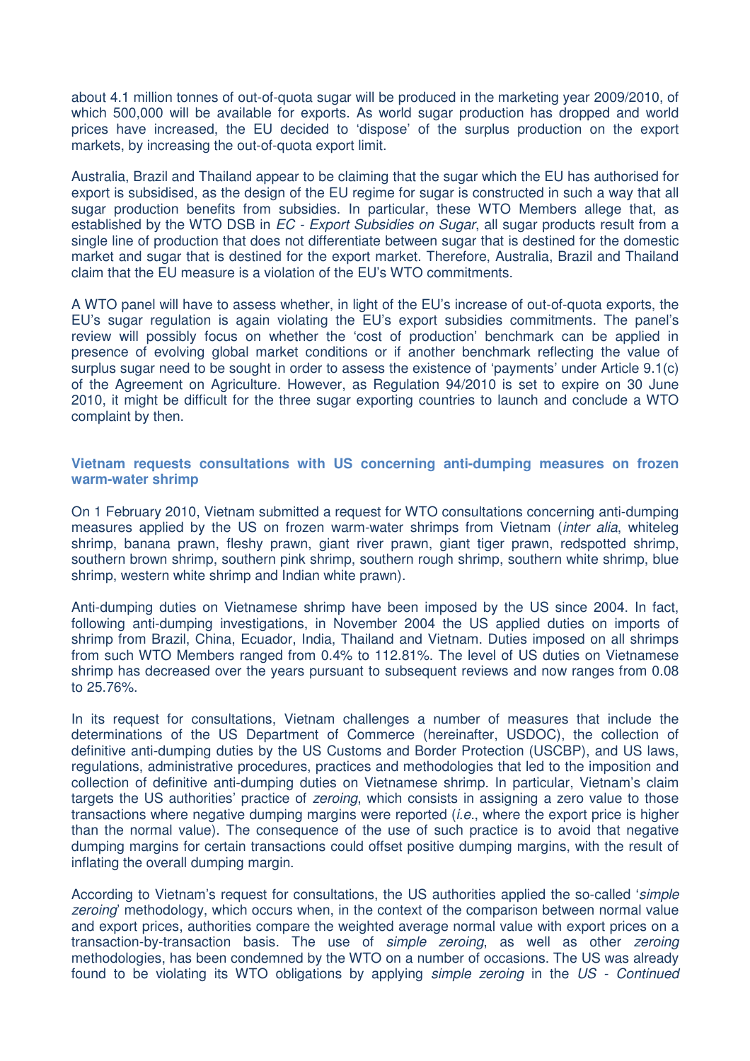about 4.1 million tonnes of out-of-quota sugar will be produced in the marketing year 2009/2010, of which 500,000 will be available for exports. As world sugar production has dropped and world prices have increased, the EU decided to 'dispose' of the surplus production on the export markets, by increasing the out-of-quota export limit.

Australia, Brazil and Thailand appear to be claiming that the sugar which the EU has authorised for export is subsidised, as the design of the EU regime for sugar is constructed in such a way that all sugar production benefits from subsidies. In particular, these WTO Members allege that, as established by the WTO DSB in *EC - Export Subsidies on Sugar*, all sugar products result from a single line of production that does not differentiate between sugar that is destined for the domestic market and sugar that is destined for the export market. Therefore, Australia, Brazil and Thailand claim that the EU measure is a violation of the EU's WTO commitments.

A WTO panel will have to assess whether, in light of the EU's increase of out-of-quota exports, the EU's sugar regulation is again violating the EU's export subsidies commitments. The panel's review will possibly focus on whether the 'cost of production' benchmark can be applied in presence of evolving global market conditions or if another benchmark reflecting the value of surplus sugar need to be sought in order to assess the existence of 'payments' under Article 9.1(c) of the Agreement on Agriculture. However, as Regulation 94/2010 is set to expire on 30 June 2010, it might be difficult for the three sugar exporting countries to launch and conclude a WTO complaint by then.

### Vietnam requests consultations with US concerning anti-dumping measures on frozen warm-water shrimp

On 1 February 2010, Vietnam submitted a request for WTO consultations concerning anti-dumping measures applied by the US on frozen warm-water shrimps from Vietnam (*inter alia*, whiteleg shrimp, banana prawn, fleshy prawn, giant river prawn, giant tiger prawn, redspotted shrimp, southern brown shrimp, southern pink shrimp, southern rough shrimp, southern white shrimp, blue shrimp, western white shrimp and Indian white prawn).

Anti-dumping duties on Vietnamese shrimp have been imposed by the US since 2004. In fact, following anti-dumping investigations, in November 2004 the US applied duties on imports of shrimp from Brazil, China, Ecuador, India, Thailand and Vietnam. Duties imposed on all shrimps from such WTO Members ranged from 0.4% to 112.81%. The level of US duties on Vietnamese shrimp has decreased over the years pursuant to subsequent reviews and now ranges from 0.08 to 25.76%.

In its request for consultations, Vietnam challenges a number of measures that include the determinations of the US Department of Commerce (hereinafter, USDOC), the collection of definitive anti-dumping duties by the US Customs and Border Protection (USCBP), and US laws, regulations, administrative procedures, practices and methodologies that led to the imposition and collection of definitive anti-dumping duties on Vietnamese shrimp. In particular, Vietnam's claim targets the US authorities' practice of *zeroing*, which consists in assigning a zero value to those transactions where negative dumping margins were reported (*i.e.*, where the export price is higher than the normal value). The consequence of the use of such practice is to avoid that negative dumping margins for certain transactions could offset positive dumping margins, with the result of inflating the overall dumping margin.

According to Vietnam's request for consultations, the US authorities applied the so-called '*simple zeroing*' methodology, which occurs when, in the context of the comparison between normal value and export prices, authorities compare the weighted average normal value with export prices on a transaction-by-transaction basis. The use of *simple zeroing*, as well as other *zeroing* methodologies, has been condemned by the WTO on a number of occasions. The US was already found to be violating its WTO obligations by applying *simple zeroing* in the *US - Continued*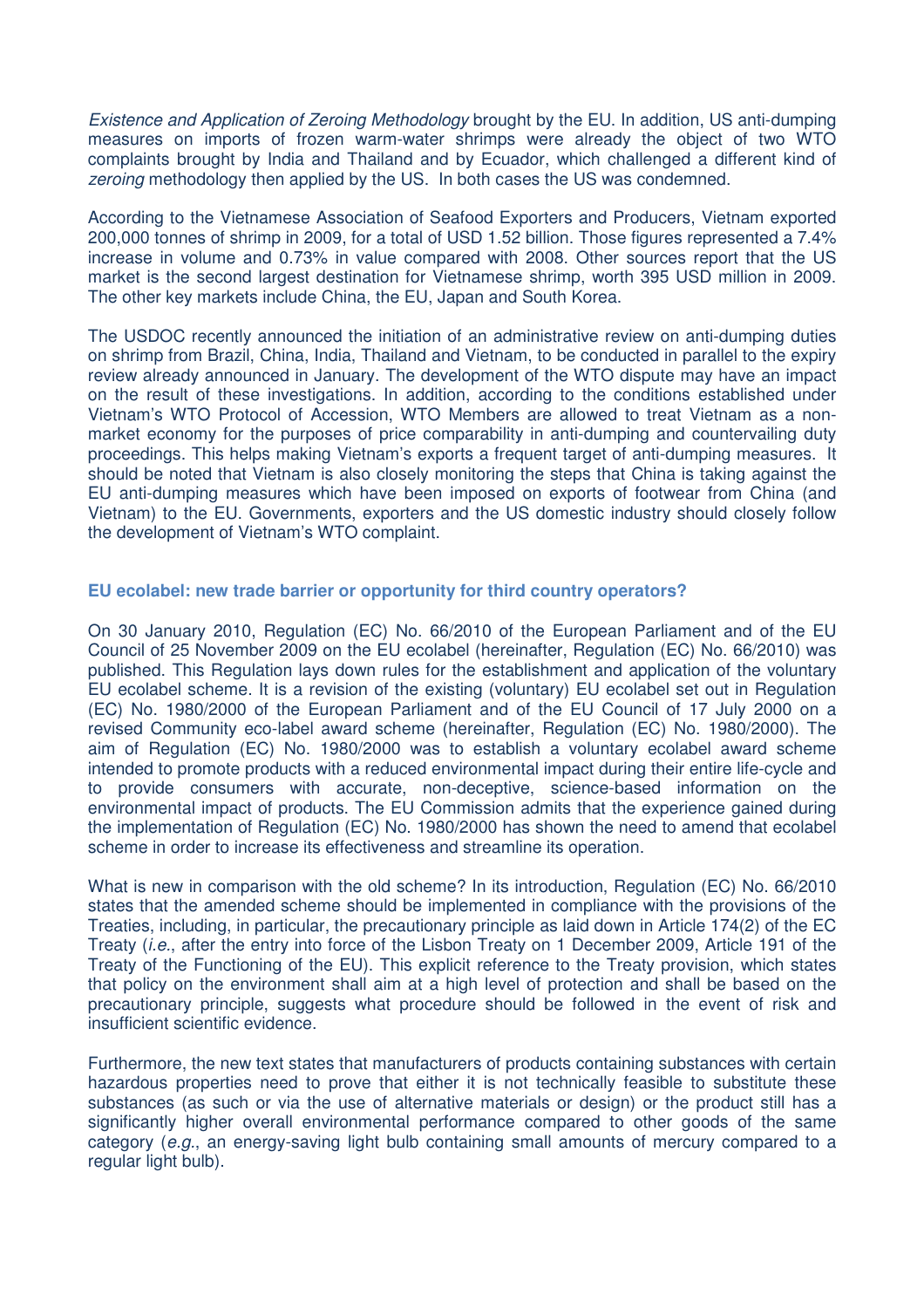*Existence and Application of Zeroing Methodology* brought by the EU. In addition, US anti-dumping measures on imports of frozen warm-water shrimps were already the object of two WTO complaints brought by India and Thailand and by Ecuador, which challenged a different kind of *zeroing* methodology then applied by the US. In both cases the US was condemned.

According to the Vietnamese Association of Seafood Exporters and Producers, Vietnam exported 200,000 tonnes of shrimp in 2009, for a total of USD 1.52 billion. Those figures represented a 7.4% increase in volume and 0.73% in value compared with 2008. Other sources report that the US market is the second largest destination for Vietnamese shrimp, worth 395 USD million in 2009. The other key markets include China, the EU, Japan and South Korea.

The USDOC recently announced the initiation of an administrative review on anti-dumping duties on shrimp from Brazil, China, India, Thailand and Vietnam, to be conducted in parallel to the expiry review already announced in January. The development of the WTO dispute may have an impact on the result of these investigations. In addition, according to the conditions established under Vietnam's WTO Protocol of Accession, WTO Members are allowed to treat Vietnam as a non-market economy for the purposes of price comparability in anti-dumping and countervailing duty proceedings. This helps making Vietnam's exports a frequent target of anti-dumping measures. It should be noted that Vietnam is also closely monitoring the steps that China is taking against the EU anti-dumping measures which have been imposed on exports of footwear from China (and Vietnam) to the EU. Governments, exporters and the US domestic industry should closely follow the development of Vietnam's WTO complaint.

### EU ecolabel: new trade barrier or opportunity for third country operators?

On 30 January 2010, Regulation (EC) No. 66/2010 of the European Parliament and of the EU Council of 25 November 2009 on the EU ecolabel (hereinafter, Regulation (EC) No. 66/2010) was published. This Regulation lays down rules for the establishment and application of the voluntary EU ecolabel scheme. It is a revision of the existing (voluntary) EU ecolabel set out in Regulation (EC) No. 1980/2000 of the European Parliament and of the EU Council of 17 July 2000 on a revised Community eco-label award scheme (hereinafter, Regulation (EC) No. 1980/2000). The aim of Regulation (EC) No. 1980/2000 was to establish a voluntary ecolabel award scheme intended to promote products with a reduced environmental impact during their entire life-cycle and to provide consumers with accurate, non-deceptive, science-based information on the environmental impact of products. The EU Commission admits that the experience gained during the implementation of Regulation (EC) No. 1980/2000 has shown the need to amend that ecolabel scheme in order to increase its effectiveness and streamline its operation.

What is new in comparison with the old scheme? In its introduction, Regulation (EC) No. 66/2010 states that the amended scheme should be implemented in compliance with the provisions of the Treaties, including, in particular, the precautionary principle as laid down in Article 174(2) of the EC Treaty (*i.e.*, after the entry into force of the Lisbon Treaty on 1 December 2009, Article 191 of the Treaty of the Functioning of the EU). This explicit reference to the Treaty provision, which states that policy on the environment shall aim at a high level of protection and shall be based on the precautionary principle, suggests what procedure should be followed in the event of risk and insufficient scientific evidence.

Furthermore, the new text states that manufacturers of products containing substances with certain hazardous properties need to prove that either it is not technically feasible to substitute these substances (as such or via the use of alternative materials or design) or the product still has a significantly higher overall environmental performance compared to other goods of the same category (*e.g.*, an energy-saving light bulb containing small amounts of mercury compared to a regular light bulb).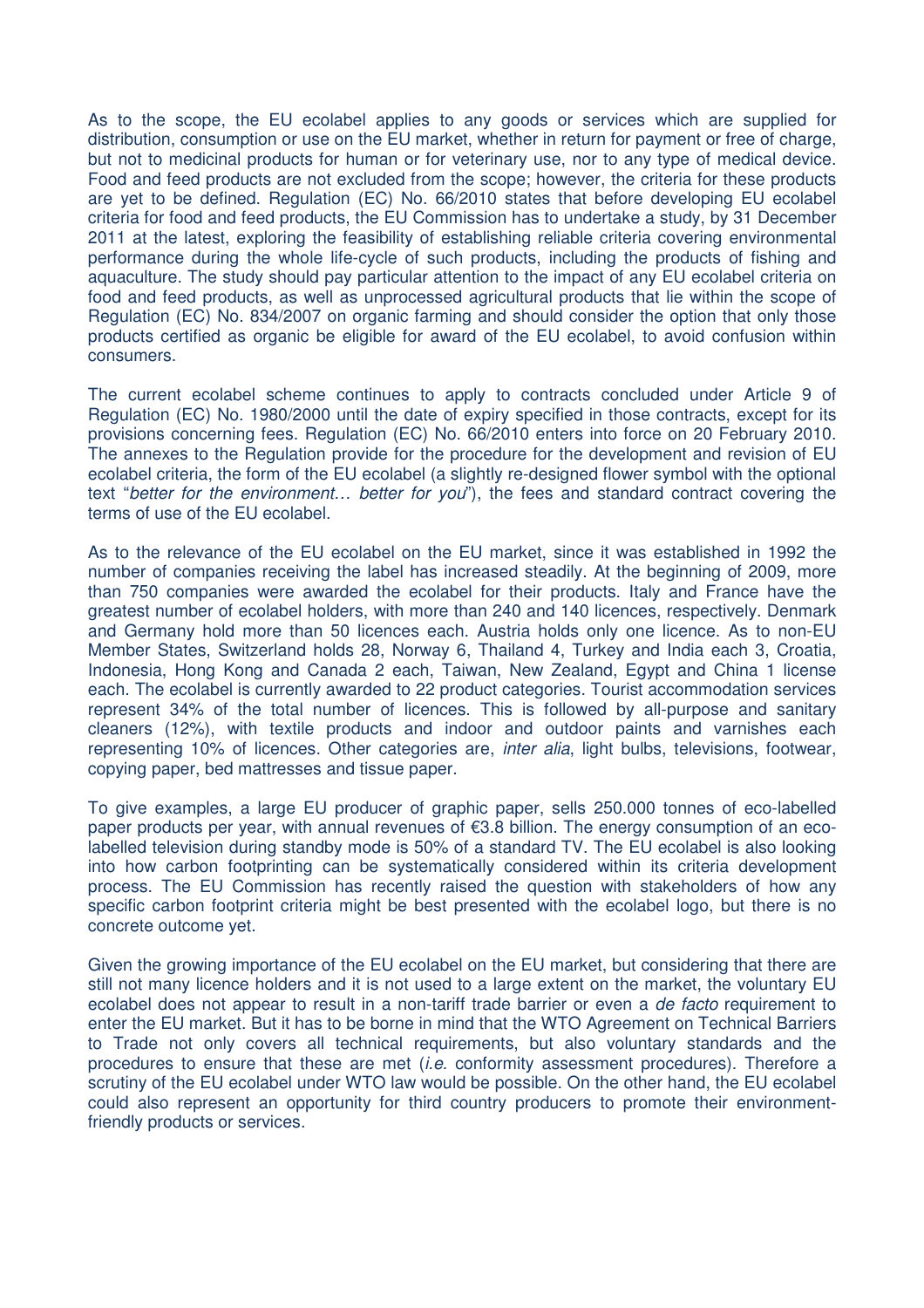As to the scope, the EU ecolabel applies to any goods or services which are supplied for distribution, consumption or use on the EU market, whether in return for payment or free of charge, but not to medicinal products for human or for veterinary use, nor to any type of medical device. Food and feed products are not excluded from the scope; however, the criteria for these products are yet to be defined. Regulation (EC) No. 66/2010 states that before developing EU ecolabel criteria for food and feed products, the EU Commission has to undertake a study, by 31 December 2011 at the latest, exploring the feasibility of establishing reliable criteria covering environmental performance during the whole life-cycle of such products, including the products of fishing and aquaculture. The study should pay particular attention to the impact of any EU ecolabel criteria on food and feed products, as well as unprocessed agricultural products that lie within the scope of Regulation (EC) No. 834/2007 on organic farming and should consider the option that only those products certified as organic be eligible for award of the EU ecolabel, to avoid confusion within consumers.

The current ecolabel scheme continues to apply to contracts concluded under Article 9 of Regulation (EC) No. 1980/2000 until the date of expiry specified in those contracts, except for its provisions concerning fees. Regulation (EC) No. 66/2010 enters into force on 20 February 2010. The annexes to the Regulation provide for the procedure for the development and revision of EU ecolabel criteria, the form of the EU ecolabel (a slightly re-designed flower symbol with the optional text "*better for the environment… better for you*"), the fees and standard contract covering the terms of use of the EU ecolabel.

As to the relevance of the EU ecolabel on the EU market, since it was established in 1992 the number of companies receiving the label has increased steadily. At the beginning of 2009, more than 750 companies were awarded the ecolabel for their products. Italy and France have the greatest number of ecolabel holders, with more than 240 and 140 licences, respectively. Denmark and Germany hold more than 50 licences each. Austria holds only one licence. As to non-EU Member States, Switzerland holds 28, Norway 6, Thailand 4, Turkey and India each 3, Croatia, Indonesia, Hong Kong and Canada 2 each, Taiwan, New Zealand, Egypt and China 1 license each. The ecolabel is currently awarded to 22 product categories. Tourist accommodation services represent 34% of the total number of licences. This is followed by all-purpose and sanitary cleaners (12%), with textile products and indoor and outdoor paints and varnishes each representing 10% of licences. Other categories are, *inter alia*, light bulbs, televisions, footwear, copying paper, bed mattresses and tissue paper.

To give examples, a large EU producer of graphic paper, sells 250.000 tonnes of eco-labelled paper products per year, with annual revenues of €3.8 billion. The energy consumption of an eco-labelled television during standby mode is 50% of a standard TV. The EU ecolabel is also looking into how carbon footprinting can be systematically considered within its criteria development process. The EU Commission has recently raised the question with stakeholders of how any specific carbon footprint criteria might be best presented with the ecolabel logo, but there is no concrete outcome yet.

Given the growing importance of the EU ecolabel on the EU market, but considering that there are still not many licence holders and it is not used to a large extent on the market, the voluntary EU ecolabel does not appear to result in a non-tariff trade barrier or even a *de facto* requirement to enter the EU market. But it has to be borne in mind that the WTO Agreement on Technical Barriers to Trade not only covers all technical requirements, but also voluntary standards and the procedures to ensure that these are met (*i.e.* conformity assessment procedures). Therefore a scrutiny of the EU ecolabel under WTO law would be possible. On the other hand, the EU ecolabel could also represent an opportunity for third country producers to promote their environment-friendly products or services.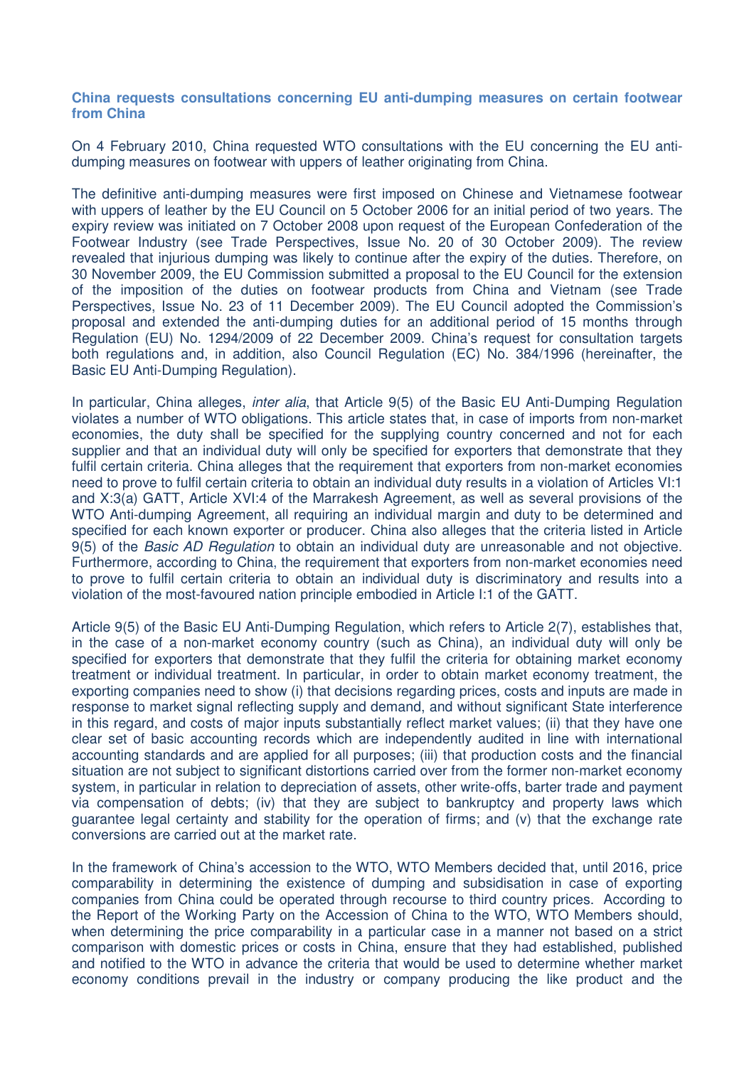**China requests consultations concerning EU anti-dumping measures on certain footwear from China**

On 4 February 2010, China requested WTO consultations with the EU concerning the EU anti-dumping measures on footwear with uppers of leather originating from China.

The definitive anti-dumping measures were first imposed on Chinese and Vietnamese footwear with uppers of leather by the EU Council on 5 October 2006 for an initial period of two years. The expiry review was initiated on 7 October 2008 upon request of the European Confederation of the Footwear Industry (see Trade Perspectives, Issue No. 20 of 30 October 2009). The review revealed that injurious dumping was likely to continue after the expiry of the duties. Therefore, on 30 November 2009, the EU Commission submitted a proposal to the EU Council for the extension of the imposition of the duties on footwear products from China and Vietnam (see Trade Perspectives, Issue No. 23 of 11 December 2009). The EU Council adopted the Commission's proposal and extended the anti-dumping duties for an additional period of 15 months through Regulation (EU) No. 1294/2009 of 22 December 2009. China's request for consultation targets both regulations and, in addition, also Council Regulation (EC) No. 384/1996 (hereinafter, the Basic EU Anti-Dumping Regulation).

In particular, China alleges, *inter alia*, that Article 9(5) of the Basic EU Anti-Dumping Regulation violates a number of WTO obligations. This article states that, in case of imports from non-market economies, the duty shall be specified for the supplying country concerned and not for each supplier and that an individual duty will only be specified for exporters that demonstrate that they fulfil certain criteria. China alleges that the requirement that exporters from non-market economies need to prove to fulfil certain criteria to obtain an individual duty results in a violation of Articles VI:1 and X:3(a) GATT, Article XVI:4 of the Marrakesh Agreement, as well as several provisions of the WTO Anti-dumping Agreement, all requiring an individual margin and duty to be determined and specified for each known exporter or producer. China also alleges that the criteria listed in Article 9(5) of the *Basic AD Regulation* to obtain an individual duty are unreasonable and not objective. Furthermore, according to China, the requirement that exporters from non-market economies need to prove to fulfil certain criteria to obtain an individual duty is discriminatory and results into a violation of the most-favoured nation principle embodied in Article I:1 of the GATT.

Article 9(5) of the Basic EU Anti-Dumping Regulation, which refers to Article 2(7), establishes that, in the case of a non-market economy country (such as China), an individual duty will only be specified for exporters that demonstrate that they fulfil the criteria for obtaining market economy treatment or individual treatment. In particular, in order to obtain market economy treatment, the exporting companies need to show (i) that decisions regarding prices, costs and inputs are made in response to market signal reflecting supply and demand, and without significant State interference in this regard, and costs of major inputs substantially reflect market values; (ii) that they have one clear set of basic accounting records which are independently audited in line with international accounting standards and are applied for all purposes; (iii) that production costs and the financial situation are not subject to significant distortions carried over from the former non-market economy system, in particular in relation to depreciation of assets, other write-offs, barter trade and payment via compensation of debts; (iv) that they are subject to bankruptcy and property laws which guarantee legal certainty and stability for the operation of firms; and (v) that the exchange rate conversions are carried out at the market rate.

In the framework of China's accession to the WTO, WTO Members decided that, until 2016, price comparability in determining the existence of dumping and subsidisation in case of exporting companies from China could be operated through recourse to third country prices. According to the Report of the Working Party on the Accession of China to the WTO, WTO Members should, when determining the price comparability in a particular case in a manner not based on a strict comparison with domestic prices or costs in China, ensure that they had established, published and notified to the WTO in advance the criteria that would be used to determine whether market economy conditions prevail in the industry or company producing the like product and the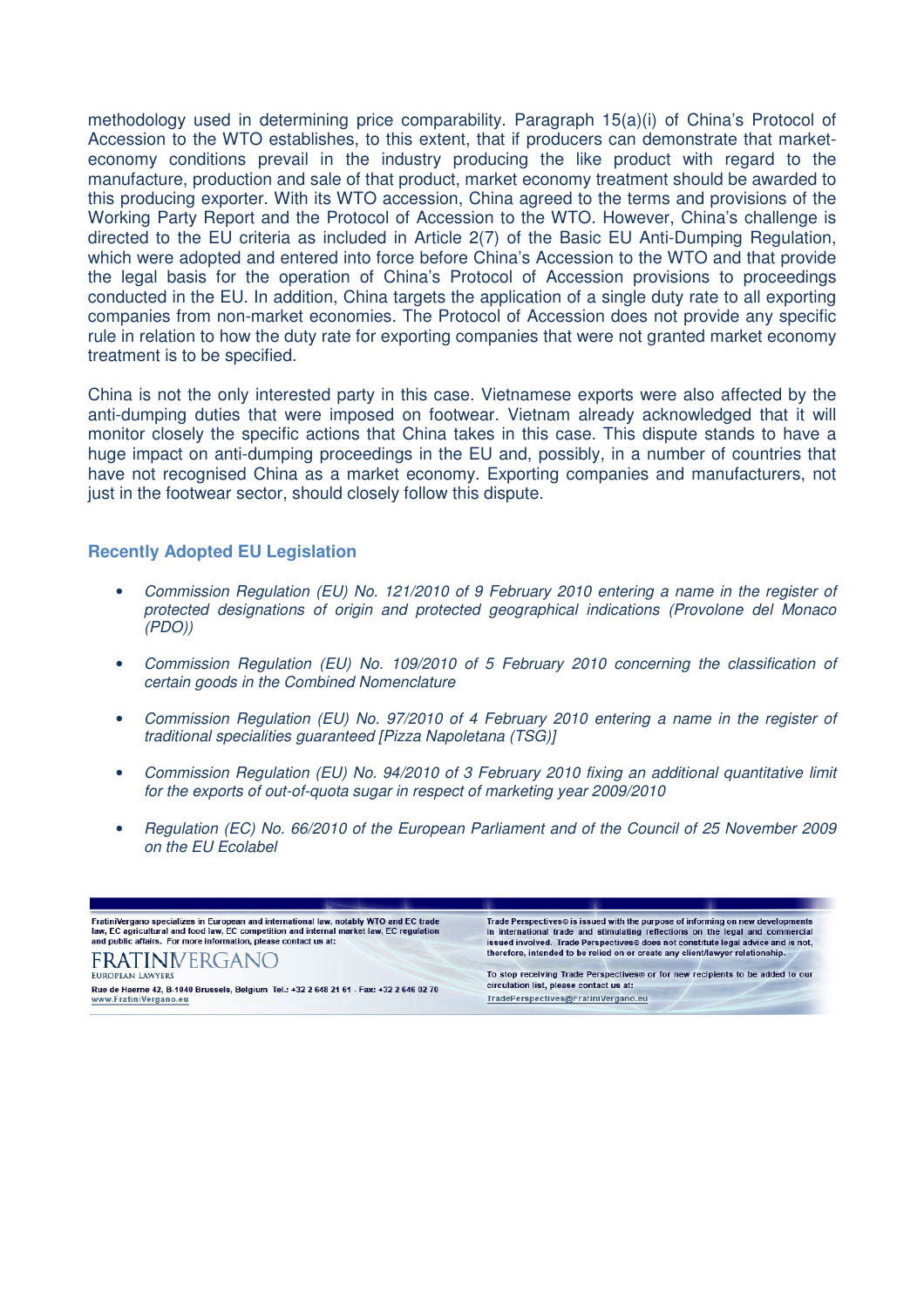methodology used in determining price comparability. Paragraph 15(a)(i) of China's Protocol of Accession to the WTO establishes, to this extent, that if producers can demonstrate that market-economy conditions prevail in the industry producing the like product with regard to the manufacture, production and sale of that product, market economy treatment should be awarded to this producing exporter. With its WTO accession, China agreed to the terms and provisions of the Working Party Report and the Protocol of Accession to the WTO. However, China's challenge is directed to the EU criteria as included in Article 2(7) of the Basic EU Anti-Dumping Regulation, which were adopted and entered into force before China's Accession to the WTO and that provide the legal basis for the operation of China's Protocol of Accession provisions to proceedings conducted in the EU. In addition, China targets the application of a single duty rate to all exporting companies from non-market economies. The Protocol of Accession does not provide any specific rule in relation to how the duty rate for exporting companies that were not granted market economy treatment is to be specified.

China is not the only interested party in this case. Vietnamese exports were also affected by the anti-dumping duties that were imposed on footwear. Vietnam already acknowledged that it will monitor closely the specific actions that China takes in this case. This dispute stands to have a huge impact on anti-dumping proceedings in the EU and, possibly, in a number of countries that have not recognised China as a market economy. Exporting companies and manufacturers, not just in the footwear sector, should closely follow this dispute.

## Recently Adopted EU Legislation

- *Commission Regulation (EU) No. 121/2010 of 9 February 2010 entering a name in the register of protected designations of origin and protected geographical indications (Provolone del Monaco (PDO))*
- *Commission Regulation (EU) No. 109/2010 of 5 February 2010 concerning the classification of certain goods in the Combined Nomenclature*
- *Commission Regulation (EU) No. 97/2010 of 4 February 2010 entering a name in the register of traditional specialities guaranteed [Pizza Napoletana (TSG)]*
- *Commission Regulation (EU) No. 94/2010 of 3 February 2010 fixing an additional quantitative limit for the exports of out-of-quota sugar in respect of marketing year 2009/2010*
- *Regulation (EC) No. 66/2010 of the European Parliament and of the Council of 25 November 2009 on the EU Ecolabel*

FratiniVergano specializes in European and international law, notably WTO and EC trade law, EC agricultural and food law, EC competition and internal market law, EC regulation and public affairs. For more information, please contact us at:

FRATINIVERGANO
EUROPEAN LAWYERS

Rue de Haerne 42, B-1040 Brussels, Belgium Tel.: +32 2 648 21 61 - Fax: +32 2 646 02 70
www.FratiniVergano.eu

Trade Perspectives© is issued with the purpose of informing on new developments in international trade and stimulating reflections on the legal and commercial issued involved. Trade Perspectives© does not constitute legal advice and is not, therefore, intended to be relied on or create any client/lawyer relationship.

To stop receiving Trade Perspectives© or for new recipients to be added to our circulation list, please contact us at:
TradePerspectives@FratiniVergano.eu